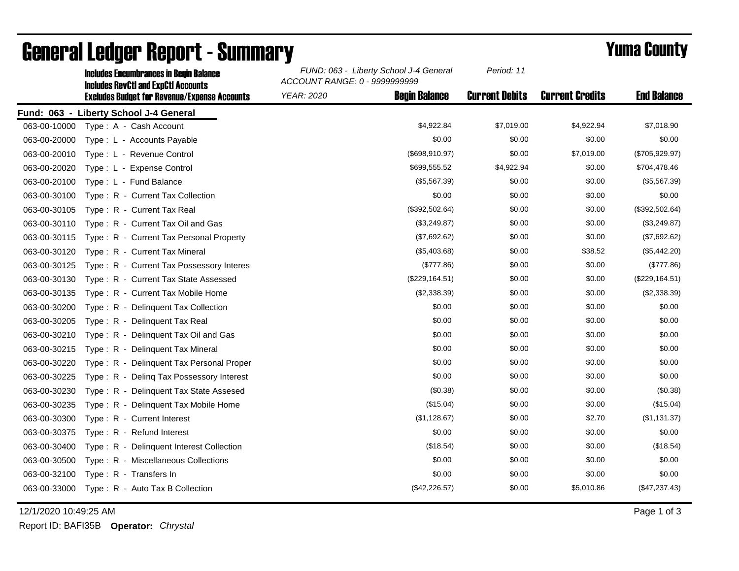# General Ledger Report - Summary

## Yuma County

**Includes Encumbrances in Begin Balance**
**Includes RevCtl and ExpCtl Accounts**
**Excludes Budget for Revenue/Expense Accounts**

*FUND: 063 - Liberty School J-4 General*
*ACCOUNT RANGE: 0 - 9999999999*
*YEAR: 2020*
*Period: 11*

**Fund: 063 - Liberty School J-4 General**

| Account | Description | Begin Balance | Current Debits | Current Credits | End Balance |
|---|---|---|---|---|---|
| 063-00-10000 | Type : A - Cash Account | $4,922.84 | $7,019.00 | $4,922.94 | $7,018.90 |
| 063-00-20000 | Type : L - Accounts Payable | $0.00 | $0.00 | $0.00 | $0.00 |
| 063-00-20010 | Type : L - Revenue Control | ($698,910.97) | $0.00 | $7,019.00 | ($705,929.97) |
| 063-00-20020 | Type : L - Expense Control | $699,555.52 | $4,922.94 | $0.00 | $704,478.46 |
| 063-00-20100 | Type : L - Fund Balance | ($5,567.39) | $0.00 | $0.00 | ($5,567.39) |
| 063-00-30100 | Type : R - Current Tax Collection | $0.00 | $0.00 | $0.00 | $0.00 |
| 063-00-30105 | Type : R - Current Tax Real | ($392,502.64) | $0.00 | $0.00 | ($392,502.64) |
| 063-00-30110 | Type : R - Current Tax Oil and Gas | ($3,249.87) | $0.00 | $0.00 | ($3,249.87) |
| 063-00-30115 | Type : R - Current Tax Personal Property | ($7,692.62) | $0.00 | $0.00 | ($7,692.62) |
| 063-00-30120 | Type : R - Current Tax Mineral | ($5,403.68) | $0.00 | $38.52 | ($5,442.20) |
| 063-00-30125 | Type : R - Current Tax Possessory Interes | ($777.86) | $0.00 | $0.00 | ($777.86) |
| 063-00-30130 | Type : R - Current Tax State Assessed | ($229,164.51) | $0.00 | $0.00 | ($229,164.51) |
| 063-00-30135 | Type : R - Current Tax Mobile Home | ($2,338.39) | $0.00 | $0.00 | ($2,338.39) |
| 063-00-30200 | Type : R - Delinquent Tax Collection | $0.00 | $0.00 | $0.00 | $0.00 |
| 063-00-30205 | Type : R - Delinquent Tax Real | $0.00 | $0.00 | $0.00 | $0.00 |
| 063-00-30210 | Type : R - Delinquent Tax Oil and Gas | $0.00 | $0.00 | $0.00 | $0.00 |
| 063-00-30215 | Type : R - Delinquent Tax Mineral | $0.00 | $0.00 | $0.00 | $0.00 |
| 063-00-30220 | Type : R - Delinquent Tax Personal Proper | $0.00 | $0.00 | $0.00 | $0.00 |
| 063-00-30225 | Type : R - Delinq Tax Possessory Interest | $0.00 | $0.00 | $0.00 | $0.00 |
| 063-00-30230 | Type : R - Delinquent Tax State Assesed | ($0.38) | $0.00 | $0.00 | ($0.38) |
| 063-00-30235 | Type : R - Delinquent Tax Mobile Home | ($15.04) | $0.00 | $0.00 | ($15.04) |
| 063-00-30300 | Type : R - Current Interest | ($1,128.67) | $0.00 | $2.70 | ($1,131.37) |
| 063-00-30375 | Type : R - Refund Interest | $0.00 | $0.00 | $0.00 | $0.00 |
| 063-00-30400 | Type : R - Delinquent Interest Collection | ($18.54) | $0.00 | $0.00 | ($18.54) |
| 063-00-30500 | Type : R - Miscellaneous Collections | $0.00 | $0.00 | $0.00 | $0.00 |
| 063-00-32100 | Type : R - Transfers In | $0.00 | $0.00 | $0.00 | $0.00 |
| 063-00-33000 | Type : R - Auto Tax B Collection | ($42,226.57) | $0.00 | $5,010.86 | ($47,237.43) |

12/1/2020 10:49:25 AM

Report ID: BAFI35B **Operator:** *Chrystal*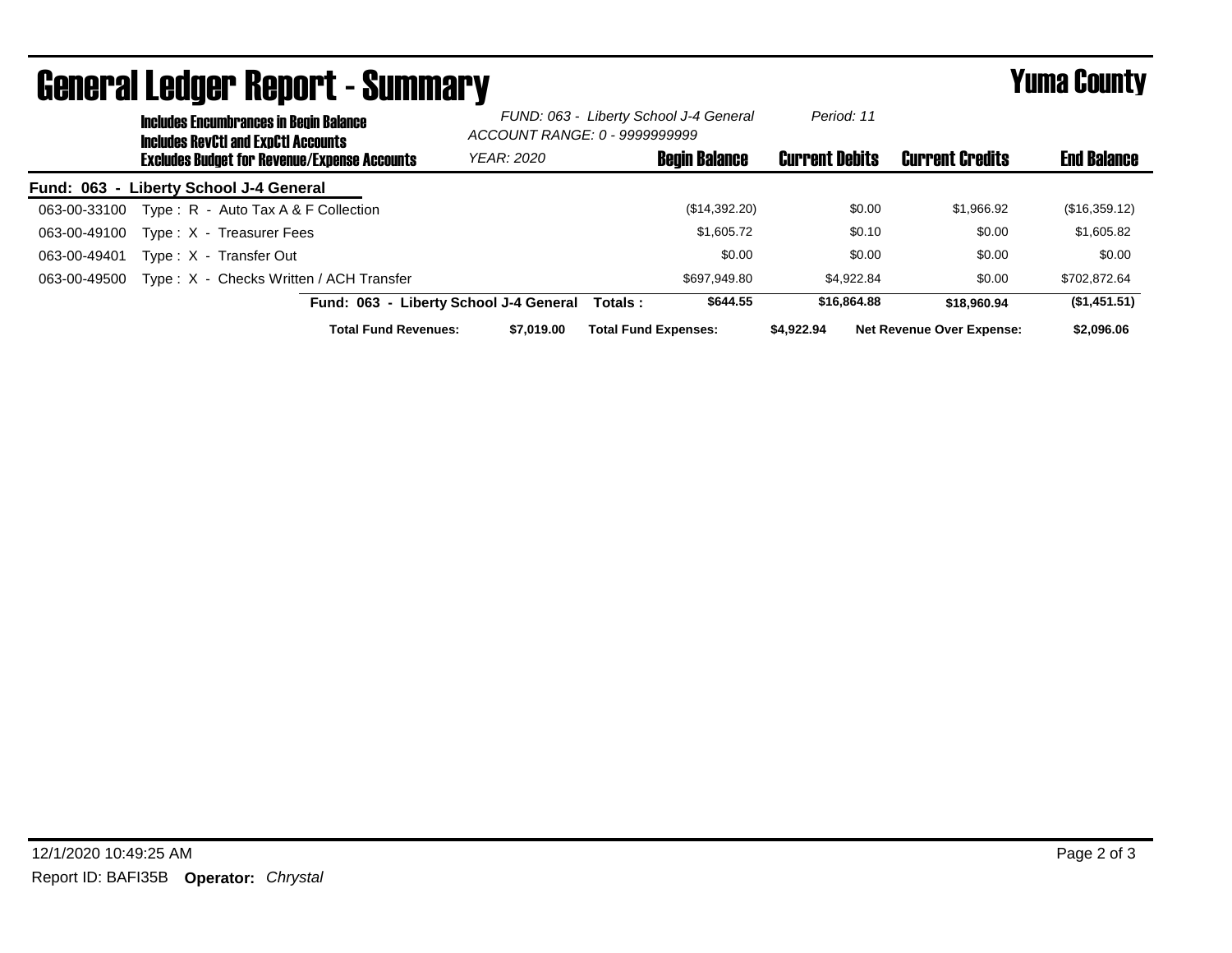# General Ledger Report - Summary

**Yuma County**

**Includes Encumbrances in Begin Balance**
**Includes RevCtl and ExpCtl Accounts**
**Excludes Budget for Revenue/Expense Accounts**

*FUND: 063 - Liberty School J-4 General*
*ACCOUNT RANGE: 0 - 9999999999*
*YEAR: 2020*
*Period: 11*

| | | Begin Balance | Current Debits | Current Credits | End Balance |
|---|---|---|---|---|---|
| **Fund: 063 - Liberty School J-4 General** | | | | | |
| 063-00-33100 | Type : R - Auto Tax A & F Collection | ($14,392.20) | $0.00 | $1,966.92 | ($16,359.12) |
| 063-00-49100 | Type : X - Treasurer Fees | $1,605.72 | $0.10 | $0.00 | $1,605.82 |
| 063-00-49401 | Type : X - Transfer Out | $0.00 | $0.00 | $0.00 | $0.00 |
| 063-00-49500 | Type : X - Checks Written / ACH Transfer | $697,949.80 | $4,922.84 | $0.00 | $702,872.64 |
| | **Fund: 063 - Liberty School J-4 General Totals :** | **$644.55** | **$16,864.88** | **$18,960.94** | **($1,451.51)** |

**Total Fund Revenues:** **$7,019.00** **Total Fund Expenses:** **$4,922.94** **Net Revenue Over Expense:** **$2,096.06**

12/1/2020 10:49:25 AM

Report ID: BAFI35B **Operator:** *Chrystal*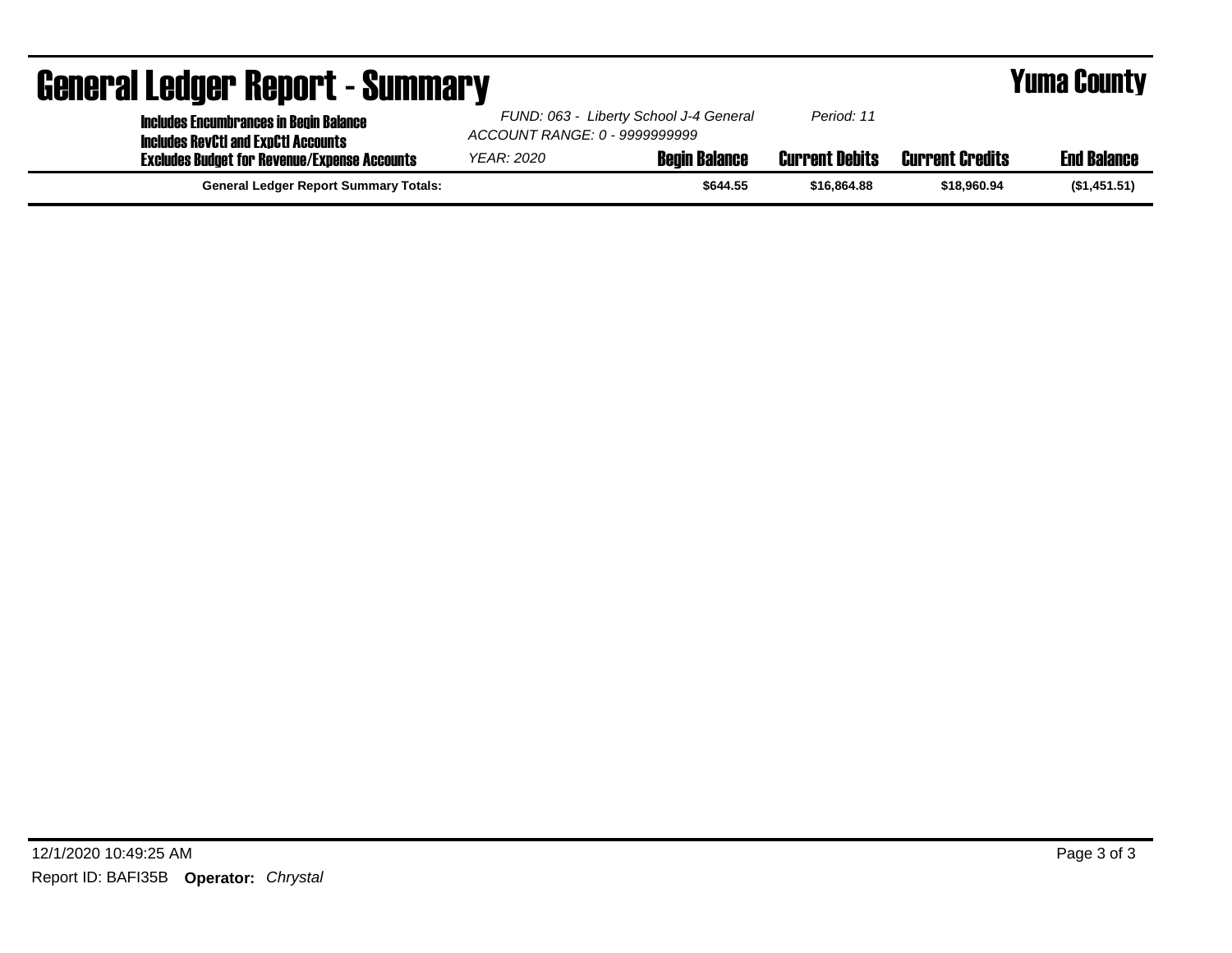# General Ledger Report - Summary

**Yuma County**

**Includes Encumbrances in Begin Balance**
**Includes RevCtl and ExpCtl Accounts**
**Excludes Budget for Revenue/Expense Accounts**

*FUND: 063 - Liberty School J-4 General*
*ACCOUNT RANGE: 0 - 9999999999*
*YEAR: 2020*
*Period: 11*

| | Begin Balance | Current Debits | Current Credits | End Balance |
|---|---|---|---|---|
| **General Ledger Report Summary Totals:** | **$644.55** | **$16,864.88** | **$18,960.94** | **($1,451.51)** |

12/1/2020 10:49:25 AM

Report ID: BAFI35B **Operator:** *Chrystal*